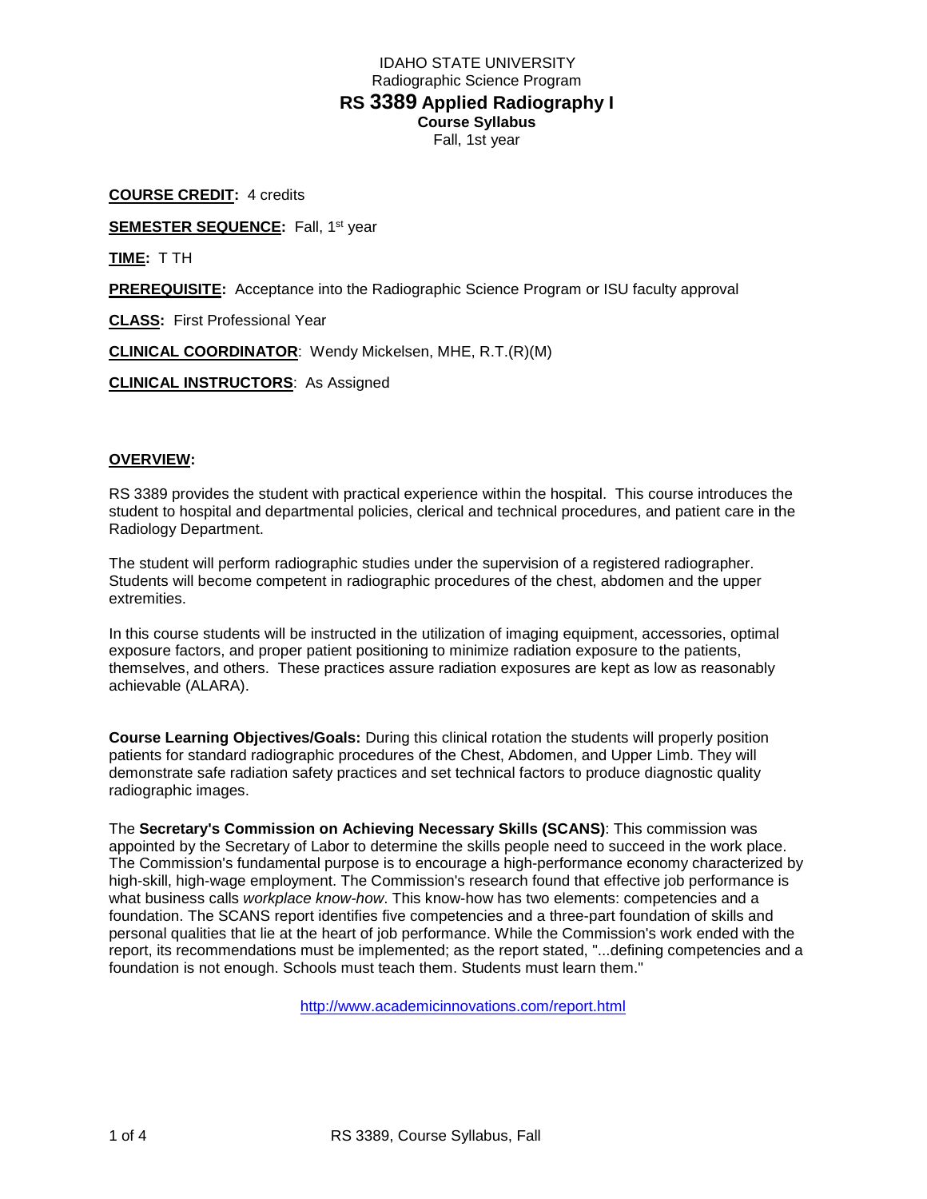# IDAHO STATE UNIVERSITY

Radiographic Science Program

## RS 3389 Applied Radiography I

**Course Syllabus**

Fall, 1st year

**COURSE CREDIT:** 4 credits

**SEMESTER SEQUENCE:** Fall, 1st year

**TIME:** T TH

**PREREQUISITE:** Acceptance into the Radiographic Science Program or ISU faculty approval

**CLASS:** First Professional Year

**CLINICAL COORDINATOR**: Wendy Mickelsen, MHE, R.T.(R)(M)

**CLINICAL INSTRUCTORS**: As Assigned

**OVERVIEW:**

RS 3389 provides the student with practical experience within the hospital. This course introduces the student to hospital and departmental policies, clerical and technical procedures, and patient care in the Radiology Department.

The student will perform radiographic studies under the supervision of a registered radiographer. Students will become competent in radiographic procedures of the chest, abdomen and the upper extremities.

In this course students will be instructed in the utilization of imaging equipment, accessories, optimal exposure factors, and proper patient positioning to minimize radiation exposure to the patients, themselves, and others. These practices assure radiation exposures are kept as low as reasonably achievable (ALARA).

**Course Learning Objectives/Goals:** During this clinical rotation the students will properly position patients for standard radiographic procedures of the Chest, Abdomen, and Upper Limb. They will demonstrate safe radiation safety practices and set technical factors to produce diagnostic quality radiographic images.

The **Secretary's Commission on Achieving Necessary Skills (SCANS)**: This commission was appointed by the Secretary of Labor to determine the skills people need to succeed in the work place. The Commission's fundamental purpose is to encourage a high-performance economy characterized by high-skill, high-wage employment. The Commission's research found that effective job performance is what business calls *workplace know-how*. This know-how has two elements: competencies and a foundation. The SCANS report identifies five competencies and a three-part foundation of skills and personal qualities that lie at the heart of job performance. While the Commission's work ended with the report, its recommendations must be implemented; as the report stated, "...defining competencies and a foundation is not enough. Schools must teach them. Students must learn them."

http://www.academicinnovations.com/report.html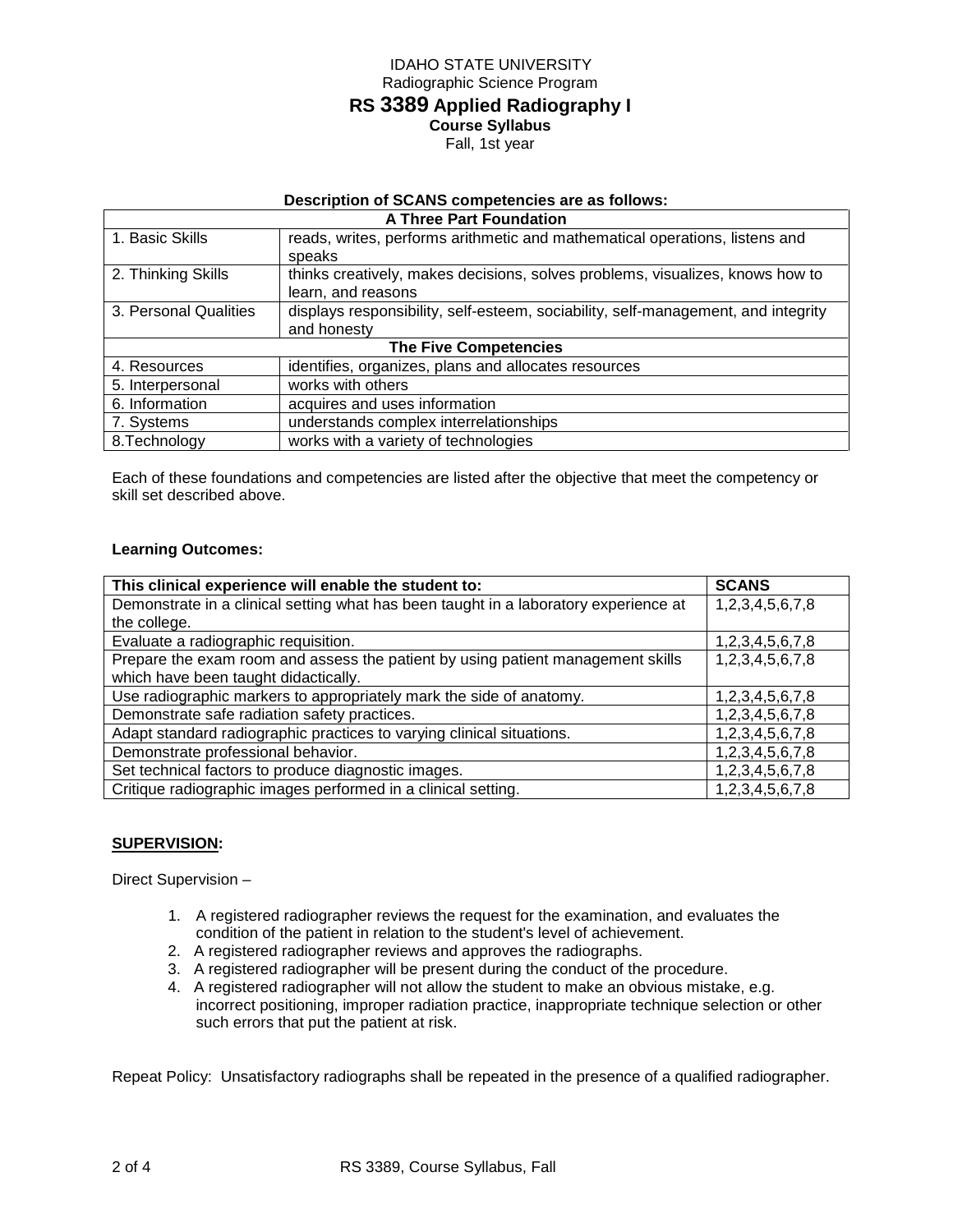IDAHO STATE UNIVERSITY
Radiographic Science Program

# RS 3389 Applied Radiography I

**Course Syllabus**
Fall, 1st year

**Description of SCANS competencies are as follows:**

| A Three Part Foundation | |
|---|---|
| 1. Basic Skills | reads, writes, performs arithmetic and mathematical operations, listens and speaks |
| 2. Thinking Skills | thinks creatively, makes decisions, solves problems, visualizes, knows how to learn, and reasons |
| 3. Personal Qualities | displays responsibility, self-esteem, sociability, self-management, and integrity and honesty |
| **The Five Competencies** | |
| 4. Resources | identifies, organizes, plans and allocates resources |
| 5. Interpersonal | works with others |
| 6. Information | acquires and uses information |
| 7. Systems | understands complex interrelationships |
| 8.Technology | works with a variety of technologies |

Each of these foundations and competencies are listed after the objective that meet the competency or skill set described above.

**Learning Outcomes:**

| This clinical experience will enable the student to: | SCANS |
|---|---|
| Demonstrate in a clinical setting what has been taught in a laboratory experience at the college. | 1,2,3,4,5,6,7,8 |
| Evaluate a radiographic requisition. | 1,2,3,4,5,6,7,8 |
| Prepare the exam room and assess the patient by using patient management skills which have been taught didactically. | 1,2,3,4,5,6,7,8 |
| Use radiographic markers to appropriately mark the side of anatomy. | 1,2,3,4,5,6,7,8 |
| Demonstrate safe radiation safety practices. | 1,2,3,4,5,6,7,8 |
| Adapt standard radiographic practices to varying clinical situations. | 1,2,3,4,5,6,7,8 |
| Demonstrate professional behavior. | 1,2,3,4,5,6,7,8 |
| Set technical factors to produce diagnostic images. | 1,2,3,4,5,6,7,8 |
| Critique radiographic images performed in a clinical setting. | 1,2,3,4,5,6,7,8 |

**SUPERVISION:**

Direct Supervision –

1. A registered radiographer reviews the request for the examination, and evaluates the condition of the patient in relation to the student's level of achievement.
2. A registered radiographer reviews and approves the radiographs.
3. A registered radiographer will be present during the conduct of the procedure.
4. A registered radiographer will not allow the student to make an obvious mistake, e.g. incorrect positioning, improper radiation practice, inappropriate technique selection or other such errors that put the patient at risk.

Repeat Policy: Unsatisfactory radiographs shall be repeated in the presence of a qualified radiographer.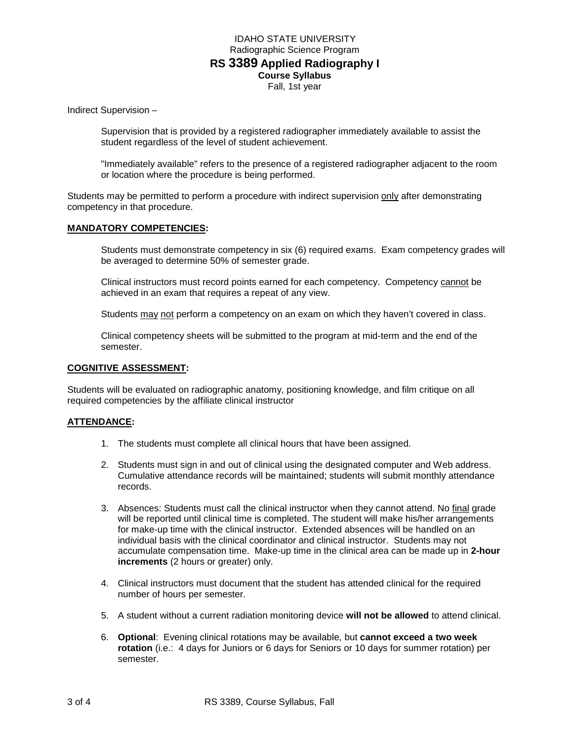Indirect Supervision –

> Supervision that is provided by a registered radiographer immediately available to assist the student regardless of the level of student achievement.
>
> "Immediately available" refers to the presence of a registered radiographer adjacent to the room or location where the procedure is being performed.

Students may be permitted to perform a procedure with indirect supervision <u>only</u> after demonstrating competency in that procedure.

## **<u>MANDATORY COMPETENCIES</u>:**

> Students must demonstrate competency in six (6) required exams. Exam competency grades will be averaged to determine 50% of semester grade.
>
> Clinical instructors must record points earned for each competency. Competency <u>cannot</u> be achieved in an exam that requires a repeat of any view.
>
> Students <u>may</u> <u>not</u> perform a competency on an exam on which they haven't covered in class.
>
> Clinical competency sheets will be submitted to the program at mid-term and the end of the semester.

## **<u>COGNITIVE ASSESSMENT</u>:**

Students will be evaluated on radiographic anatomy, positioning knowledge, and film critique on all required competencies by the affiliate clinical instructor

## **<u>ATTENDANCE</u>:**

1. The students must complete all clinical hours that have been assigned.
2. Students must sign in and out of clinical using the designated computer and Web address. Cumulative attendance records will be maintained; students will submit monthly attendance records.
3. Absences: Students must call the clinical instructor when they cannot attend. No <u>final</u> grade will be reported until clinical time is completed. The student will make his/her arrangements for make-up time with the clinical instructor. Extended absences will be handled on an individual basis with the clinical coordinator and clinical instructor. Students may not accumulate compensation time. Make-up time in the clinical area can be made up in **2-hour increments** (2 hours or greater) only.
4. Clinical instructors must document that the student has attended clinical for the required number of hours per semester.
5. A student without a current radiation monitoring device **will not be allowed** to attend clinical.
6. **Optional**: Evening clinical rotations may be available, but **cannot exceed a two week rotation** (i.e.: 4 days for Juniors or 6 days for Seniors or 10 days for summer rotation) per semester.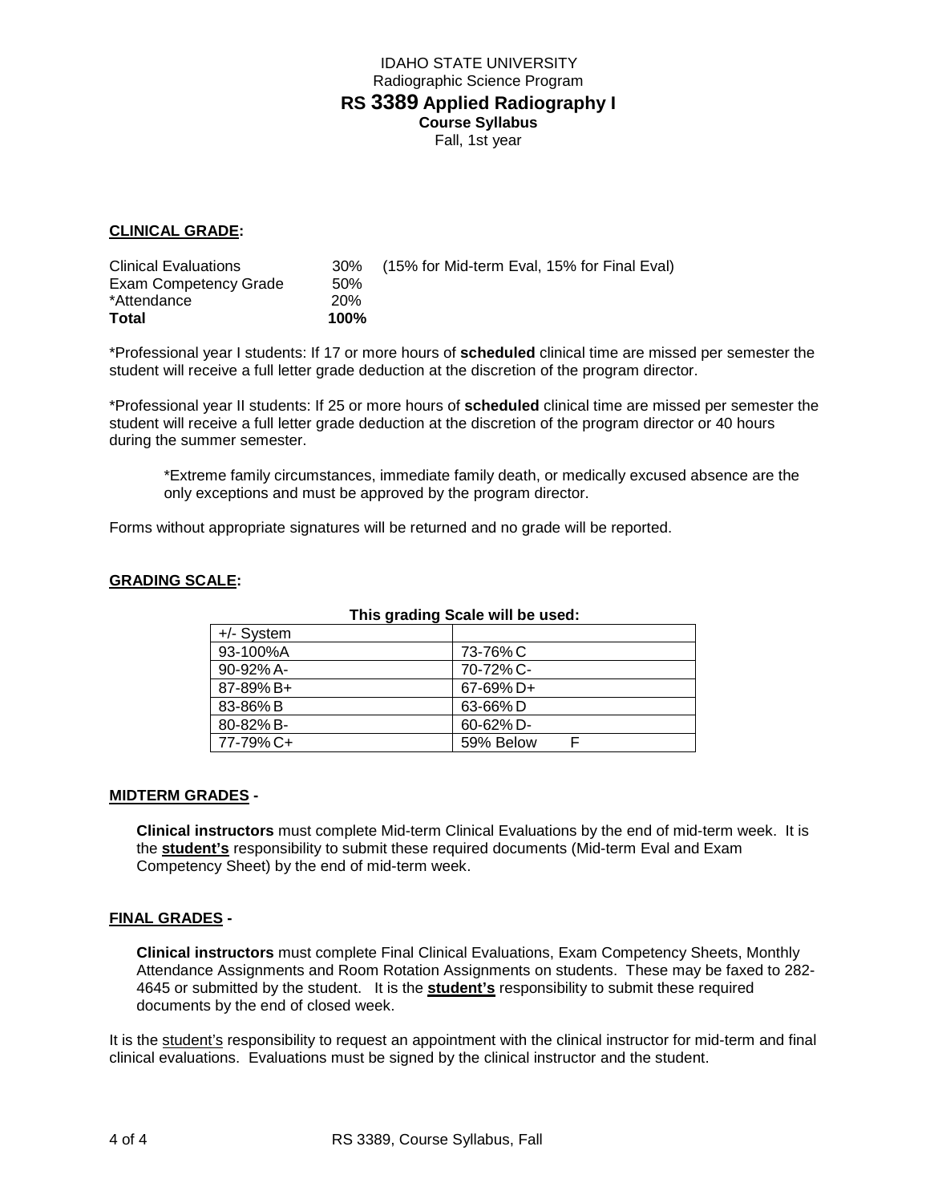IDAHO STATE UNIVERSITY
Radiographic Science Program

# RS 3389 Applied Radiography I

**Course Syllabus**
Fall, 1st year

## CLINICAL GRADE:

| | | |
|---|---|---|
| Clinical Evaluations | 30% | (15% for Mid-term Eval, 15% for Final Eval) |
| Exam Competency Grade | 50% | |
| *Attendance | 20% | |
| **Total** | **100%** | |

*Professional year I students: If 17 or more hours of **scheduled** clinical time are missed per semester the student will receive a full letter grade deduction at the discretion of the program director.

*Professional year II students: If 25 or more hours of **scheduled** clinical time are missed per semester the student will receive a full letter grade deduction at the discretion of the program director or 40 hours during the summer semester.

> *Extreme family circumstances, immediate family death, or medically excused absence are the only exceptions and must be approved by the program director.

Forms without appropriate signatures will be returned and no grade will be reported.

## GRADING SCALE:

**This grading Scale will be used:**

| +/- System | |
|---|---|
| 93-100%A | 73-76% C |
| 90-92% A- | 70-72% C- |
| 87-89% B+ | 67-69% D+ |
| 83-86% B | 63-66% D |
| 80-82% B- | 60-62% D- |
| 77-79% C+ | 59% Below F |

## MIDTERM GRADES -

**Clinical instructors** must complete Mid-term Clinical Evaluations by the end of mid-term week. It is the **student's** responsibility to submit these required documents (Mid-term Eval and Exam Competency Sheet) by the end of mid-term week.

## FINAL GRADES -

**Clinical instructors** must complete Final Clinical Evaluations, Exam Competency Sheets, Monthly Attendance Assignments and Room Rotation Assignments on students. These may be faxed to 282-4645 or submitted by the student. It is the **student's** responsibility to submit these required documents by the end of closed week.

It is the student's responsibility to request an appointment with the clinical instructor for mid-term and final clinical evaluations. Evaluations must be signed by the clinical instructor and the student.